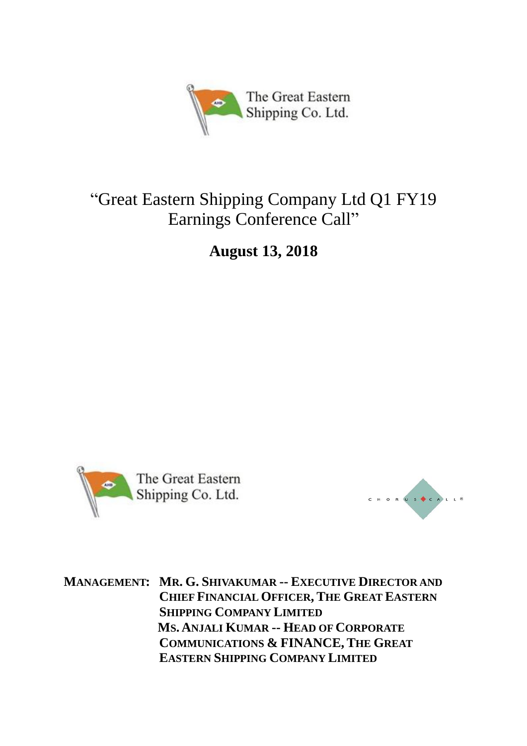The Great Eastern Shipping Co. Ltd.

# "Great Eastern Shipping Company Ltd Q1 FY19 Earnings Conference Call"

**August 13, 2018**

The Great Eastern Shipping Co. Ltd.

CHORUS CALL®

**MANAGEMENT: MR. G. SHIVAKUMAR -- EXECUTIVE DIRECTOR AND CHIEF FINANCIAL OFFICER, THE GREAT EASTERN SHIPPING COMPANY LIMITED**

**MS. ANJALI KUMAR -- HEAD OF CORPORATE COMMUNICATIONS & FINANCE, THE GREAT EASTERN SHIPPING COMPANY LIMITED**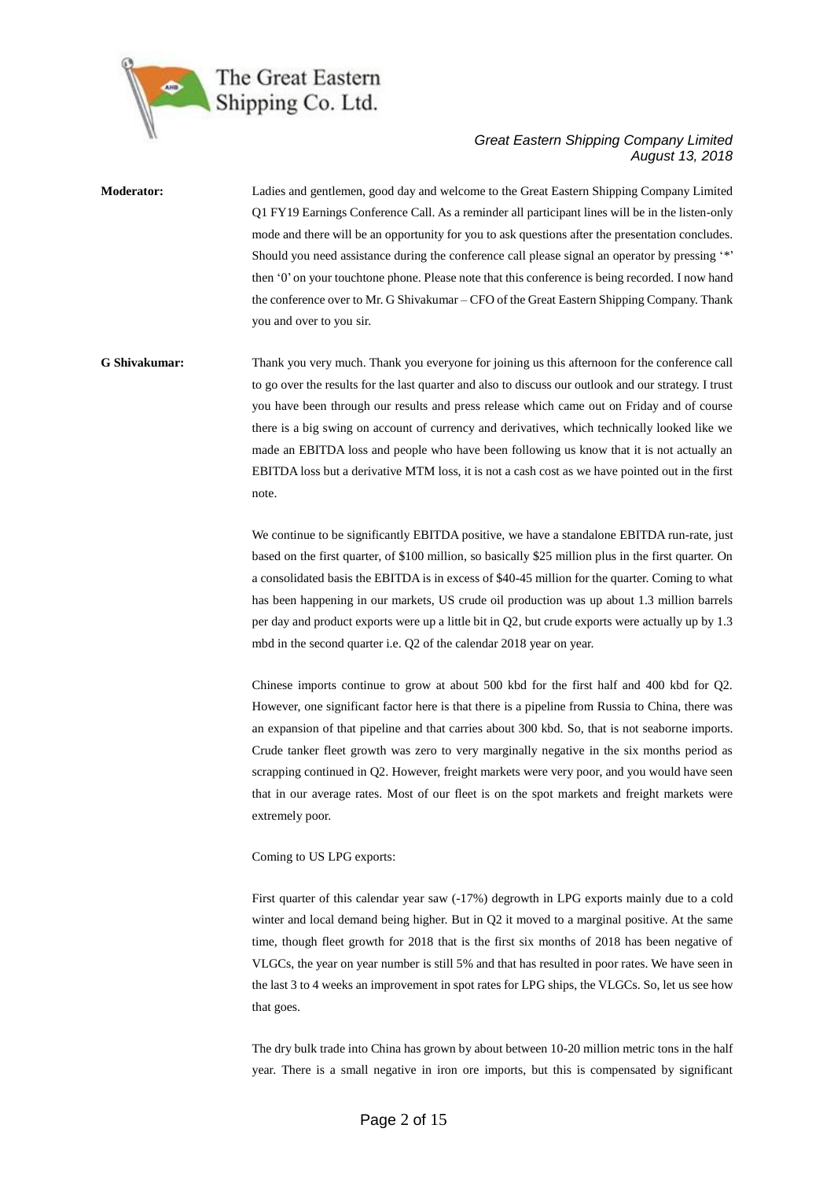**Moderator:** Ladies and gentlemen, good day and welcome to the Great Eastern Shipping Company Limited Q1 FY19 Earnings Conference Call. As a reminder all participant lines will be in the listen-only mode and there will be an opportunity for you to ask questions after the presentation concludes. Should you need assistance during the conference call please signal an operator by pressing '*' then '0' on your touchtone phone. Please note that this conference is being recorded. I now hand the conference over to Mr. G Shivakumar – CFO of the Great Eastern Shipping Company. Thank you and over to you sir.

**G Shivakumar:** Thank you very much. Thank you everyone for joining us this afternoon for the conference call to go over the results for the last quarter and also to discuss our outlook and our strategy. I trust you have been through our results and press release which came out on Friday and of course there is a big swing on account of currency and derivatives, which technically looked like we made an EBITDA loss and people who have been following us know that it is not actually an EBITDA loss but a derivative MTM loss, it is not a cash cost as we have pointed out in the first note.

We continue to be significantly EBITDA positive, we have a standalone EBITDA run-rate, just based on the first quarter, of $100 million, so basically $25 million plus in the first quarter. On a consolidated basis the EBITDA is in excess of $40-45 million for the quarter. Coming to what has been happening in our markets, US crude oil production was up about 1.3 million barrels per day and product exports were up a little bit in Q2, but crude exports were actually up by 1.3 mbd in the second quarter i.e. Q2 of the calendar 2018 year on year.

Chinese imports continue to grow at about 500 kbd for the first half and 400 kbd for Q2. However, one significant factor here is that there is a pipeline from Russia to China, there was an expansion of that pipeline and that carries about 300 kbd. So, that is not seaborne imports. Crude tanker fleet growth was zero to very marginally negative in the six months period as scrapping continued in Q2. However, freight markets were very poor, and you would have seen that in our average rates. Most of our fleet is on the spot markets and freight markets were extremely poor.

Coming to US LPG exports:

First quarter of this calendar year saw (-17%) degrowth in LPG exports mainly due to a cold winter and local demand being higher. But in Q2 it moved to a marginal positive. At the same time, though fleet growth for 2018 that is the first six months of 2018 has been negative of VLGCs, the year on year number is still 5% and that has resulted in poor rates. We have seen in the last 3 to 4 weeks an improvement in spot rates for LPG ships, the VLGCs. So, let us see how that goes.

The dry bulk trade into China has grown by about between 10-20 million metric tons in the half year. There is a small negative in iron ore imports, but this is compensated by significant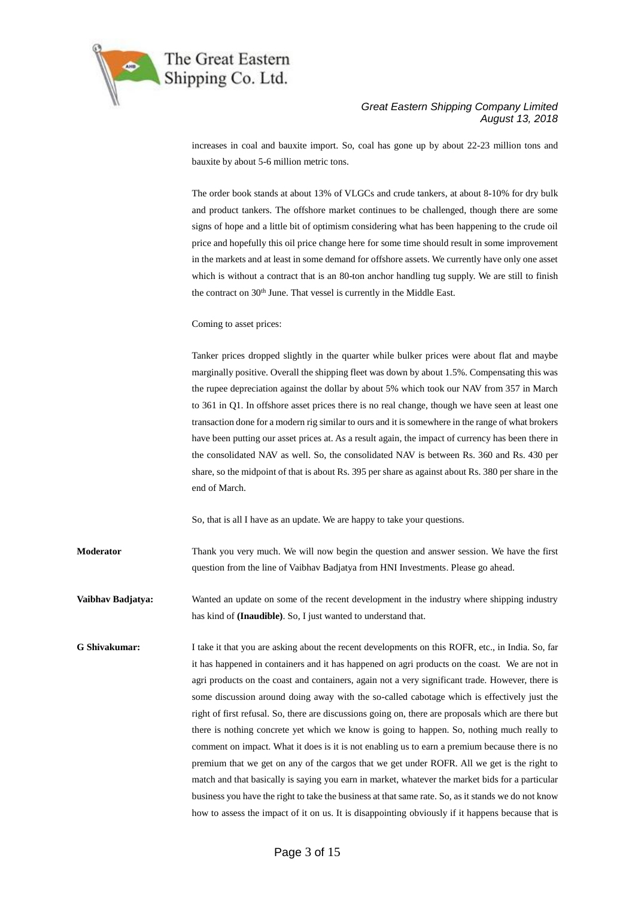increases in coal and bauxite import. So, coal has gone up by about 22-23 million tons and bauxite by about 5-6 million metric tons.

The order book stands at about 13% of VLGCs and crude tankers, at about 8-10% for dry bulk and product tankers. The offshore market continues to be challenged, though there are some signs of hope and a little bit of optimism considering what has been happening to the crude oil price and hopefully this oil price change here for some time should result in some improvement in the markets and at least in some demand for offshore assets. We currently have only one asset which is without a contract that is an 80-ton anchor handling tug supply. We are still to finish the contract on 30th June. That vessel is currently in the Middle East.

Coming to asset prices:

Tanker prices dropped slightly in the quarter while bulker prices were about flat and maybe marginally positive. Overall the shipping fleet was down by about 1.5%. Compensating this was the rupee depreciation against the dollar by about 5% which took our NAV from 357 in March to 361 in Q1. In offshore asset prices there is no real change, though we have seen at least one transaction done for a modern rig similar to ours and it is somewhere in the range of what brokers have been putting our asset prices at. As a result again, the impact of currency has been there in the consolidated NAV as well. So, the consolidated NAV is between Rs. 360 and Rs. 430 per share, so the midpoint of that is about Rs. 395 per share as against about Rs. 380 per share in the end of March.

So, that is all I have as an update. We are happy to take your questions.

**Moderator** Thank you very much. We will now begin the question and answer session. We have the first question from the line of Vaibhav Badjatya from HNI Investments. Please go ahead.

**Vaibhav Badjatya:** Wanted an update on some of the recent development in the industry where shipping industry has kind of **(Inaudible)**. So, I just wanted to understand that.

**G Shivakumar:** I take it that you are asking about the recent developments on this ROFR, etc., in India. So, far it has happened in containers and it has happened on agri products on the coast. We are not in agri products on the coast and containers, again not a very significant trade. However, there is some discussion around doing away with the so-called cabotage which is effectively just the right of first refusal. So, there are discussions going on, there are proposals which are there but there is nothing concrete yet which we know is going to happen. So, nothing much really to comment on impact. What it does is it is not enabling us to earn a premium because there is no premium that we get on any of the cargos that we get under ROFR. All we get is the right to match and that basically is saying you earn in market, whatever the market bids for a particular business you have the right to take the business at that same rate. So, as it stands we do not know how to assess the impact of it on us. It is disappointing obviously if it happens because that is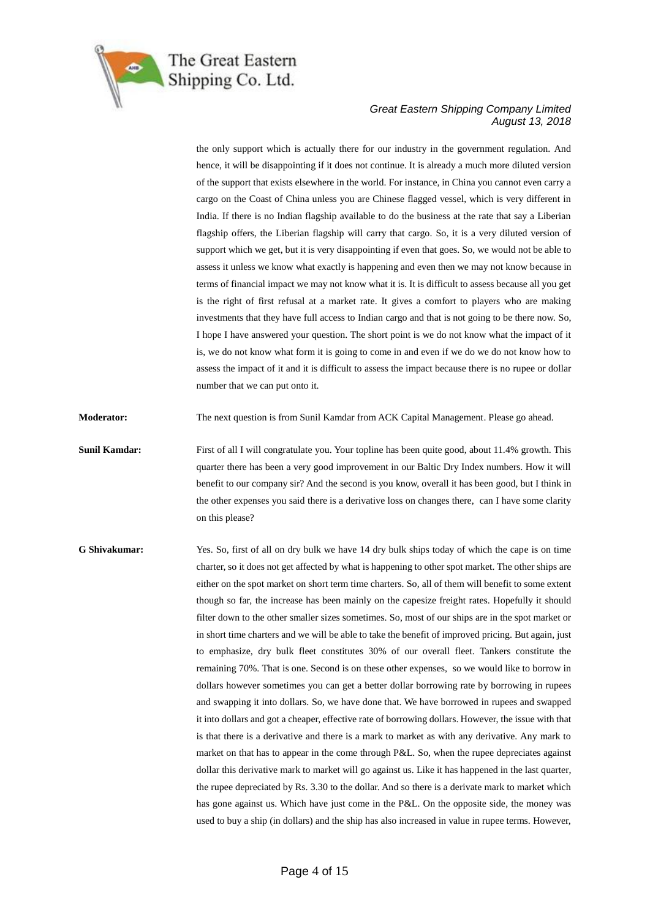the only support which is actually there for our industry in the government regulation. And hence, it will be disappointing if it does not continue. It is already a much more diluted version of the support that exists elsewhere in the world. For instance, in China you cannot even carry a cargo on the Coast of China unless you are Chinese flagged vessel, which is very different in India. If there is no Indian flagship available to do the business at the rate that say a Liberian flagship offers, the Liberian flagship will carry that cargo. So, it is a very diluted version of support which we get, but it is very disappointing if even that goes. So, we would not be able to assess it unless we know what exactly is happening and even then we may not know because in terms of financial impact we may not know what it is. It is difficult to assess because all you get is the right of first refusal at a market rate. It gives a comfort to players who are making investments that they have full access to Indian cargo and that is not going to be there now. So, I hope I have answered your question. The short point is we do not know what the impact of it is, we do not know what form it is going to come in and even if we do we do not know how to assess the impact of it and it is difficult to assess the impact because there is no rupee or dollar number that we can put onto it.

**Moderator:** The next question is from Sunil Kamdar from ACK Capital Management. Please go ahead.

**Sunil Kamdar:** First of all I will congratulate you. Your topline has been quite good, about 11.4% growth. This quarter there has been a very good improvement in our Baltic Dry Index numbers. How it will benefit to our company sir? And the second is you know, overall it has been good, but I think in the other expenses you said there is a derivative loss on changes there, can I have some clarity on this please?

**G Shivakumar:** Yes. So, first of all on dry bulk we have 14 dry bulk ships today of which the cape is on time charter, so it does not get affected by what is happening to other spot market. The other ships are either on the spot market on short term time charters. So, all of them will benefit to some extent though so far, the increase has been mainly on the capesize freight rates. Hopefully it should filter down to the other smaller sizes sometimes. So, most of our ships are in the spot market or in short time charters and we will be able to take the benefit of improved pricing. But again, just to emphasize, dry bulk fleet constitutes 30% of our overall fleet. Tankers constitute the remaining 70%. That is one. Second is on these other expenses, so we would like to borrow in dollars however sometimes you can get a better dollar borrowing rate by borrowing in rupees and swapping it into dollars. So, we have done that. We have borrowed in rupees and swapped it into dollars and got a cheaper, effective rate of borrowing dollars. However, the issue with that is that there is a derivative and there is a mark to market as with any derivative. Any mark to market on that has to appear in the come through P&L. So, when the rupee depreciates against dollar this derivative mark to market will go against us. Like it has happened in the last quarter, the rupee depreciated by Rs. 3.30 to the dollar. And so there is a derivate mark to market which has gone against us. Which have just come in the P&L. On the opposite side, the money was used to buy a ship (in dollars) and the ship has also increased in value in rupee terms. However,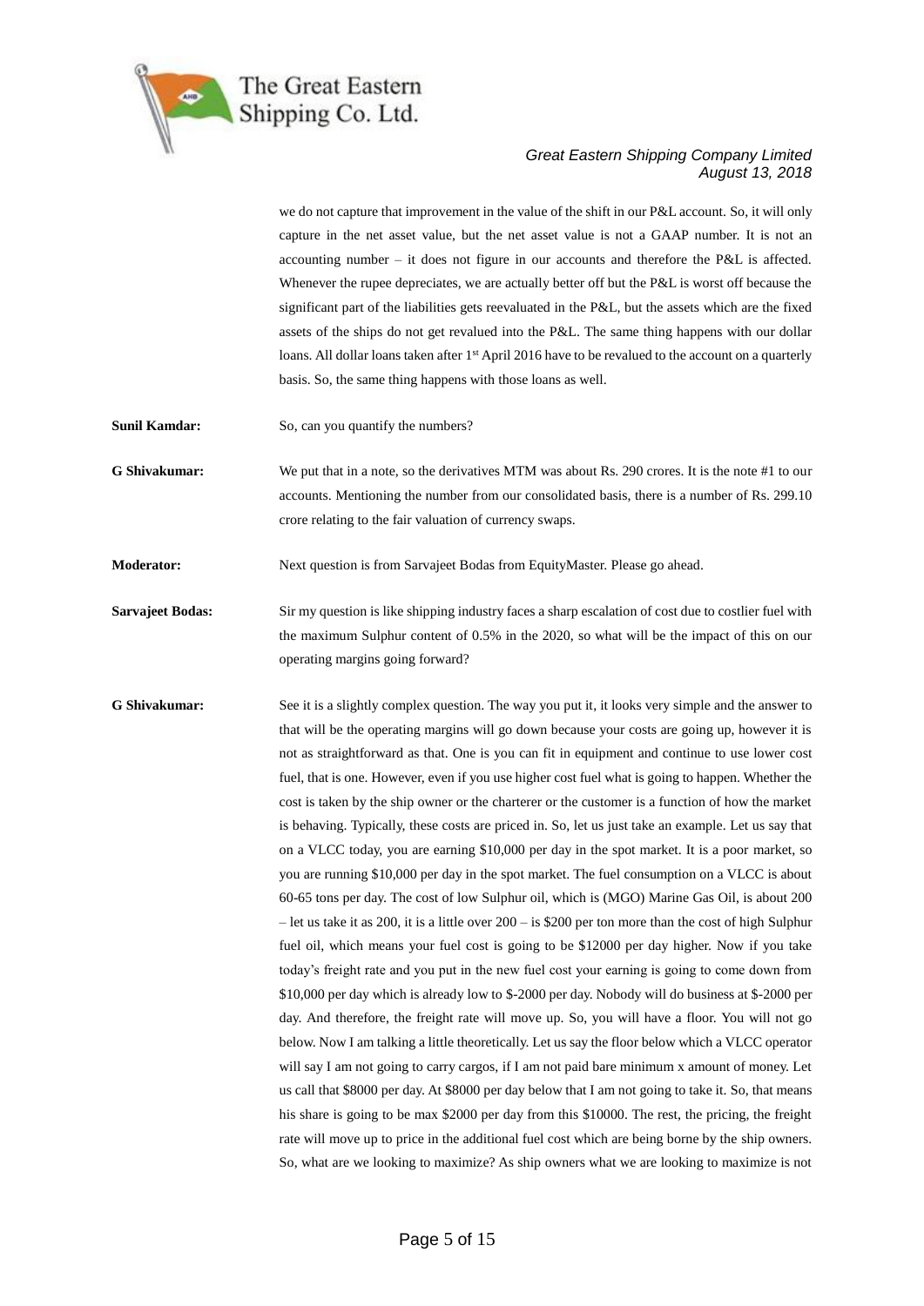we do not capture that improvement in the value of the shift in our P&L account. So, it will only capture in the net asset value, but the net asset value is not a GAAP number. It is not an accounting number – it does not figure in our accounts and therefore the P&L is affected. Whenever the rupee depreciates, we are actually better off but the P&L is worst off because the significant part of the liabilities gets reevaluated in the P&L, but the assets which are the fixed assets of the ships do not get revalued into the P&L. The same thing happens with our dollar loans. All dollar loans taken after 1st April 2016 have to be revalued to the account on a quarterly basis. So, the same thing happens with those loans as well.

**Sunil Kamdar:** So, can you quantify the numbers?

**G Shivakumar:** We put that in a note, so the derivatives MTM was about Rs. 290 crores. It is the note #1 to our accounts. Mentioning the number from our consolidated basis, there is a number of Rs. 299.10 crore relating to the fair valuation of currency swaps.

**Moderator:** Next question is from Sarvajeet Bodas from EquityMaster. Please go ahead.

**Sarvajeet Bodas:** Sir my question is like shipping industry faces a sharp escalation of cost due to costlier fuel with the maximum Sulphur content of 0.5% in the 2020, so what will be the impact of this on our operating margins going forward?

**G Shivakumar:** See it is a slightly complex question. The way you put it, it looks very simple and the answer to that will be the operating margins will go down because your costs are going up, however it is not as straightforward as that. One is you can fit in equipment and continue to use lower cost fuel, that is one. However, even if you use higher cost fuel what is going to happen. Whether the cost is taken by the ship owner or the charterer or the customer is a function of how the market is behaving. Typically, these costs are priced in. So, let us just take an example. Let us say that on a VLCC today, you are earning $10,000 per day in the spot market. It is a poor market, so you are running $10,000 per day in the spot market. The fuel consumption on a VLCC is about 60-65 tons per day. The cost of low Sulphur oil, which is (MGO) Marine Gas Oil, is about 200 – let us take it as 200, it is a little over 200 – is $200 per ton more than the cost of high Sulphur fuel oil, which means your fuel cost is going to be $12000 per day higher. Now if you take today's freight rate and you put in the new fuel cost your earning is going to come down from $10,000 per day which is already low to $-2000 per day. Nobody will do business at $-2000 per day. And therefore, the freight rate will move up. So, you will have a floor. You will not go below. Now I am talking a little theoretically. Let us say the floor below which a VLCC operator will say I am not going to carry cargos, if I am not paid bare minimum x amount of money. Let us call that $8000 per day. At $8000 per day below that I am not going to take it. So, that means his share is going to be max $2000 per day from this $10000. The rest, the pricing, the freight rate will move up to price in the additional fuel cost which are being borne by the ship owners. So, what are we looking to maximize? As ship owners what we are looking to maximize is not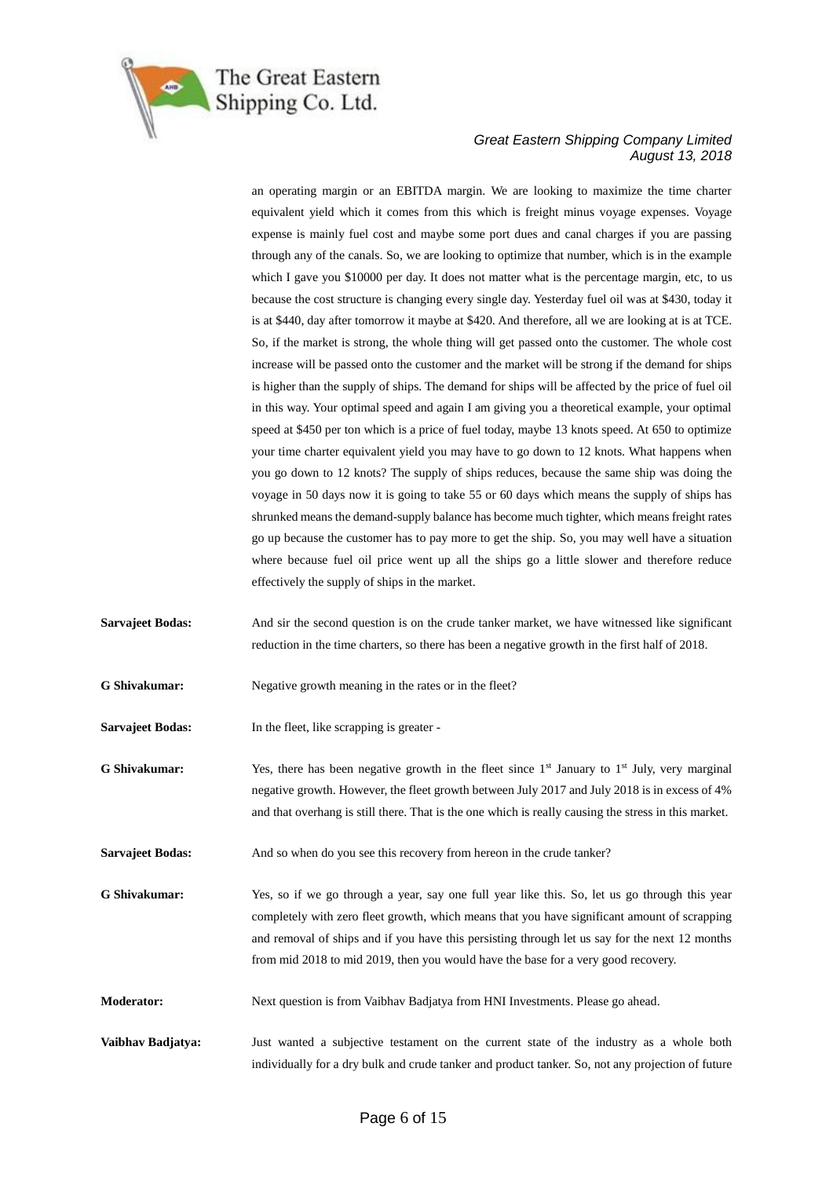an operating margin or an EBITDA margin. We are looking to maximize the time charter equivalent yield which it comes from this which is freight minus voyage expenses. Voyage expense is mainly fuel cost and maybe some port dues and canal charges if you are passing through any of the canals. So, we are looking to optimize that number, which is in the example which I gave you $10000 per day. It does not matter what is the percentage margin, etc, to us because the cost structure is changing every single day. Yesterday fuel oil was at $430, today it is at $440, day after tomorrow it maybe at $420. And therefore, all we are looking at is at TCE. So, if the market is strong, the whole thing will get passed onto the customer. The whole cost increase will be passed onto the customer and the market will be strong if the demand for ships is higher than the supply of ships. The demand for ships will be affected by the price of fuel oil in this way. Your optimal speed and again I am giving you a theoretical example, your optimal speed at $450 per ton which is a price of fuel today, maybe 13 knots speed. At 650 to optimize your time charter equivalent yield you may have to go down to 12 knots. What happens when you go down to 12 knots? The supply of ships reduces, because the same ship was doing the voyage in 50 days now it is going to take 55 or 60 days which means the supply of ships has shrunked means the demand-supply balance has become much tighter, which means freight rates go up because the customer has to pay more to get the ship. So, you may well have a situation where because fuel oil price went up all the ships go a little slower and therefore reduce effectively the supply of ships in the market.

**Sarvajeet Bodas:** And sir the second question is on the crude tanker market, we have witnessed like significant reduction in the time charters, so there has been a negative growth in the first half of 2018.

**G Shivakumar:** Negative growth meaning in the rates or in the fleet?

**Sarvajeet Bodas:** In the fleet, like scrapping is greater -

**G Shivakumar:** Yes, there has been negative growth in the fleet since 1st January to 1st July, very marginal negative growth. However, the fleet growth between July 2017 and July 2018 is in excess of 4% and that overhang is still there. That is the one which is really causing the stress in this market.

**Sarvajeet Bodas:** And so when do you see this recovery from hereon in the crude tanker?

**G Shivakumar:** Yes, so if we go through a year, say one full year like this. So, let us go through this year completely with zero fleet growth, which means that you have significant amount of scrapping and removal of ships and if you have this persisting through let us say for the next 12 months from mid 2018 to mid 2019, then you would have the base for a very good recovery.

**Moderator:** Next question is from Vaibhav Badjatya from HNI Investments. Please go ahead.

**Vaibhav Badjatya:** Just wanted a subjective testament on the current state of the industry as a whole both individually for a dry bulk and crude tanker and product tanker. So, not any projection of future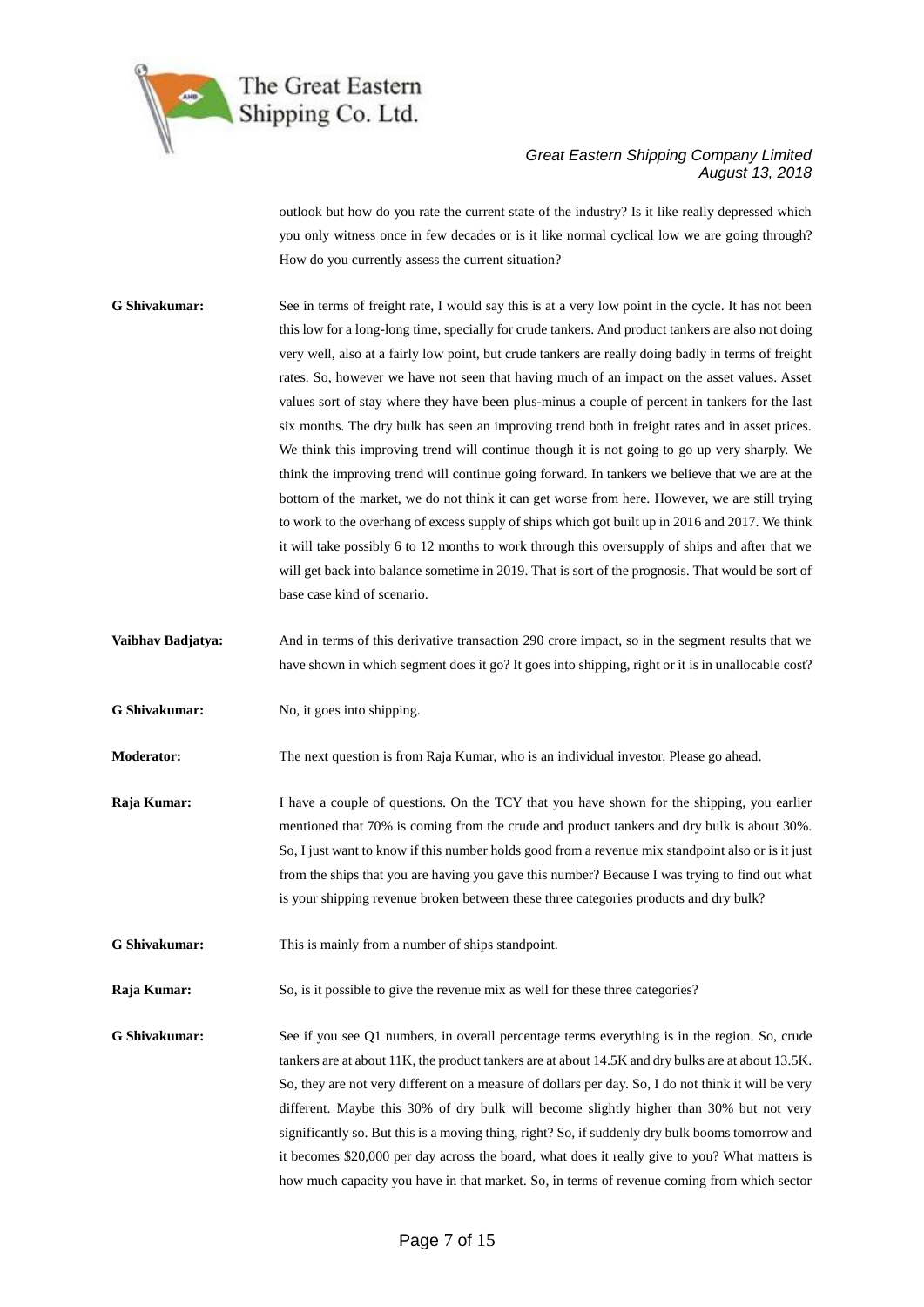outlook but how do you rate the current state of the industry? Is it like really depressed which you only witness once in few decades or is it like normal cyclical low we are going through? How do you currently assess the current situation?

**G Shivakumar:** See in terms of freight rate, I would say this is at a very low point in the cycle. It has not been this low for a long-long time, specially for crude tankers. And product tankers are also not doing very well, also at a fairly low point, but crude tankers are really doing badly in terms of freight rates. So, however we have not seen that having much of an impact on the asset values. Asset values sort of stay where they have been plus-minus a couple of percent in tankers for the last six months. The dry bulk has seen an improving trend both in freight rates and in asset prices. We think this improving trend will continue though it is not going to go up very sharply. We think the improving trend will continue going forward. In tankers we believe that we are at the bottom of the market, we do not think it can get worse from here. However, we are still trying to work to the overhang of excess supply of ships which got built up in 2016 and 2017. We think it will take possibly 6 to 12 months to work through this oversupply of ships and after that we will get back into balance sometime in 2019. That is sort of the prognosis. That would be sort of base case kind of scenario.

**Vaibhav Badjatya:** And in terms of this derivative transaction 290 crore impact, so in the segment results that we have shown in which segment does it go? It goes into shipping, right or it is in unallocable cost?

**G Shivakumar:** No, it goes into shipping.

**Moderator:** The next question is from Raja Kumar, who is an individual investor. Please go ahead.

**Raja Kumar:** I have a couple of questions. On the TCY that you have shown for the shipping, you earlier mentioned that 70% is coming from the crude and product tankers and dry bulk is about 30%. So, I just want to know if this number holds good from a revenue mix standpoint also or is it just from the ships that you are having you gave this number? Because I was trying to find out what is your shipping revenue broken between these three categories products and dry bulk?

**G Shivakumar:** This is mainly from a number of ships standpoint.

**Raja Kumar:** So, is it possible to give the revenue mix as well for these three categories?

**G Shivakumar:** See if you see Q1 numbers, in overall percentage terms everything is in the region. So, crude tankers are at about 11K, the product tankers are at about 14.5K and dry bulks are at about 13.5K. So, they are not very different on a measure of dollars per day. So, I do not think it will be very different. Maybe this 30% of dry bulk will become slightly higher than 30% but not very significantly so. But this is a moving thing, right? So, if suddenly dry bulk booms tomorrow and it becomes $20,000 per day across the board, what does it really give to you? What matters is how much capacity you have in that market. So, in terms of revenue coming from which sector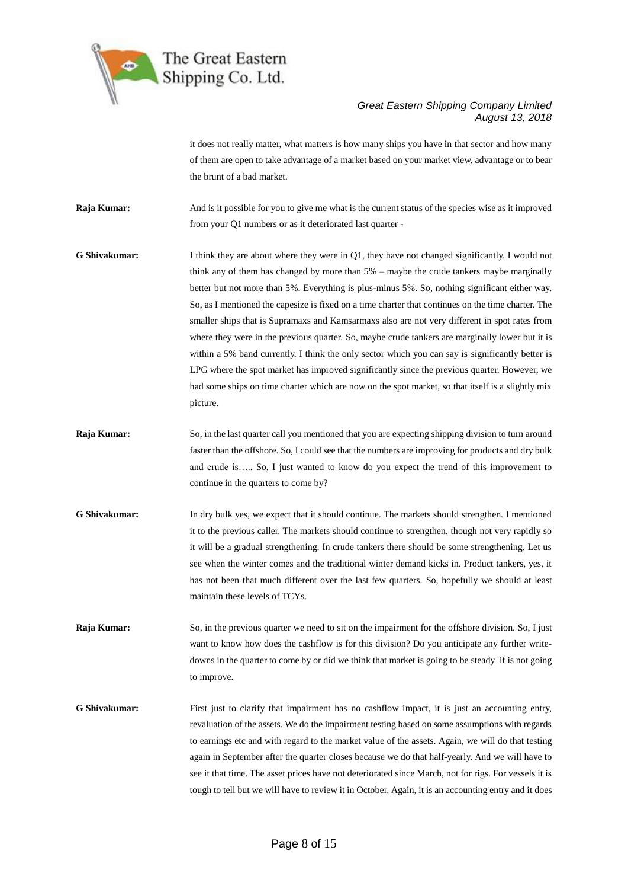it does not really matter, what matters is how many ships you have in that sector and how many of them are open to take advantage of a market based on your market view, advantage or to bear the brunt of a bad market.

**Raja Kumar:** And is it possible for you to give me what is the current status of the species wise as it improved from your Q1 numbers or as it deteriorated last quarter -

**G Shivakumar:** I think they are about where they were in Q1, they have not changed significantly. I would not think any of them has changed by more than 5% – maybe the crude tankers maybe marginally better but not more than 5%. Everything is plus-minus 5%. So, nothing significant either way. So, as I mentioned the capesize is fixed on a time charter that continues on the time charter. The smaller ships that is Supramaxs and Kamsarmaxs also are not very different in spot rates from where they were in the previous quarter. So, maybe crude tankers are marginally lower but it is within a 5% band currently. I think the only sector which you can say is significantly better is LPG where the spot market has improved significantly since the previous quarter. However, we had some ships on time charter which are now on the spot market, so that itself is a slightly mix picture.

**Raja Kumar:** So, in the last quarter call you mentioned that you are expecting shipping division to turn around faster than the offshore. So, I could see that the numbers are improving for products and dry bulk and crude is….. So, I just wanted to know do you expect the trend of this improvement to continue in the quarters to come by?

**G Shivakumar:** In dry bulk yes, we expect that it should continue. The markets should strengthen. I mentioned it to the previous caller. The markets should continue to strengthen, though not very rapidly so it will be a gradual strengthening. In crude tankers there should be some strengthening. Let us see when the winter comes and the traditional winter demand kicks in. Product tankers, yes, it has not been that much different over the last few quarters. So, hopefully we should at least maintain these levels of TCYs.

**Raja Kumar:** So, in the previous quarter we need to sit on the impairment for the offshore division. So, I just want to know how does the cashflow is for this division? Do you anticipate any further write-downs in the quarter to come by or did we think that market is going to be steady if is not going to improve.

**G Shivakumar:** First just to clarify that impairment has no cashflow impact, it is just an accounting entry, revaluation of the assets. We do the impairment testing based on some assumptions with regards to earnings etc and with regard to the market value of the assets. Again, we will do that testing again in September after the quarter closes because we do that half-yearly. And we will have to see it that time. The asset prices have not deteriorated since March, not for rigs. For vessels it is tough to tell but we will have to review it in October. Again, it is an accounting entry and it does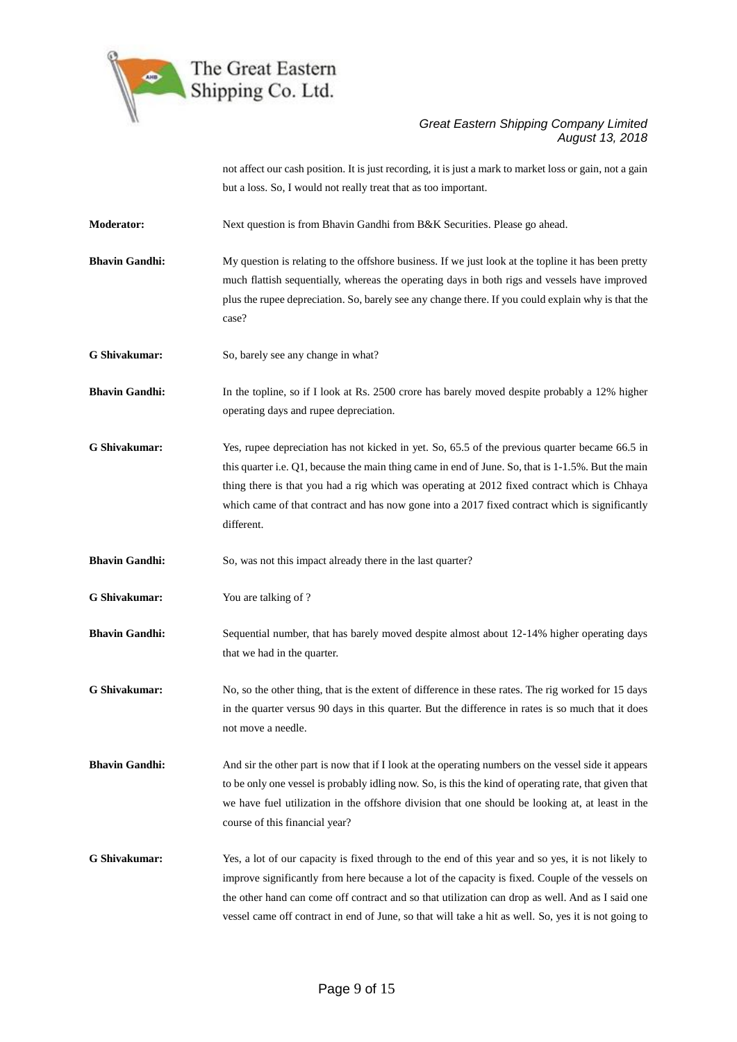not affect our cash position. It is just recording, it is just a mark to market loss or gain, not a gain but a loss. So, I would not really treat that as too important.

**Moderator:** Next question is from Bhavin Gandhi from B&K Securities. Please go ahead.

**Bhavin Gandhi:** My question is relating to the offshore business. If we just look at the topline it has been pretty much flattish sequentially, whereas the operating days in both rigs and vessels have improved plus the rupee depreciation. So, barely see any change there. If you could explain why is that the case?

**G Shivakumar:** So, barely see any change in what?

**Bhavin Gandhi:** In the topline, so if I look at Rs. 2500 crore has barely moved despite probably a 12% higher operating days and rupee depreciation.

**G Shivakumar:** Yes, rupee depreciation has not kicked in yet. So, 65.5 of the previous quarter became 66.5 in this quarter i.e. Q1, because the main thing came in end of June. So, that is 1-1.5%. But the main thing there is that you had a rig which was operating at 2012 fixed contract which is Chhaya which came of that contract and has now gone into a 2017 fixed contract which is significantly different.

**Bhavin Gandhi:** So, was not this impact already there in the last quarter?

**G Shivakumar:** You are talking of ?

**Bhavin Gandhi:** Sequential number, that has barely moved despite almost about 12-14% higher operating days that we had in the quarter.

**G Shivakumar:** No, so the other thing, that is the extent of difference in these rates. The rig worked for 15 days in the quarter versus 90 days in this quarter. But the difference in rates is so much that it does not move a needle.

**Bhavin Gandhi:** And sir the other part is now that if I look at the operating numbers on the vessel side it appears to be only one vessel is probably idling now. So, is this the kind of operating rate, that given that we have fuel utilization in the offshore division that one should be looking at, at least in the course of this financial year?

**G Shivakumar:** Yes, a lot of our capacity is fixed through to the end of this year and so yes, it is not likely to improve significantly from here because a lot of the capacity is fixed. Couple of the vessels on the other hand can come off contract and so that utilization can drop as well. And as I said one vessel came off contract in end of June, so that will take a hit as well. So, yes it is not going to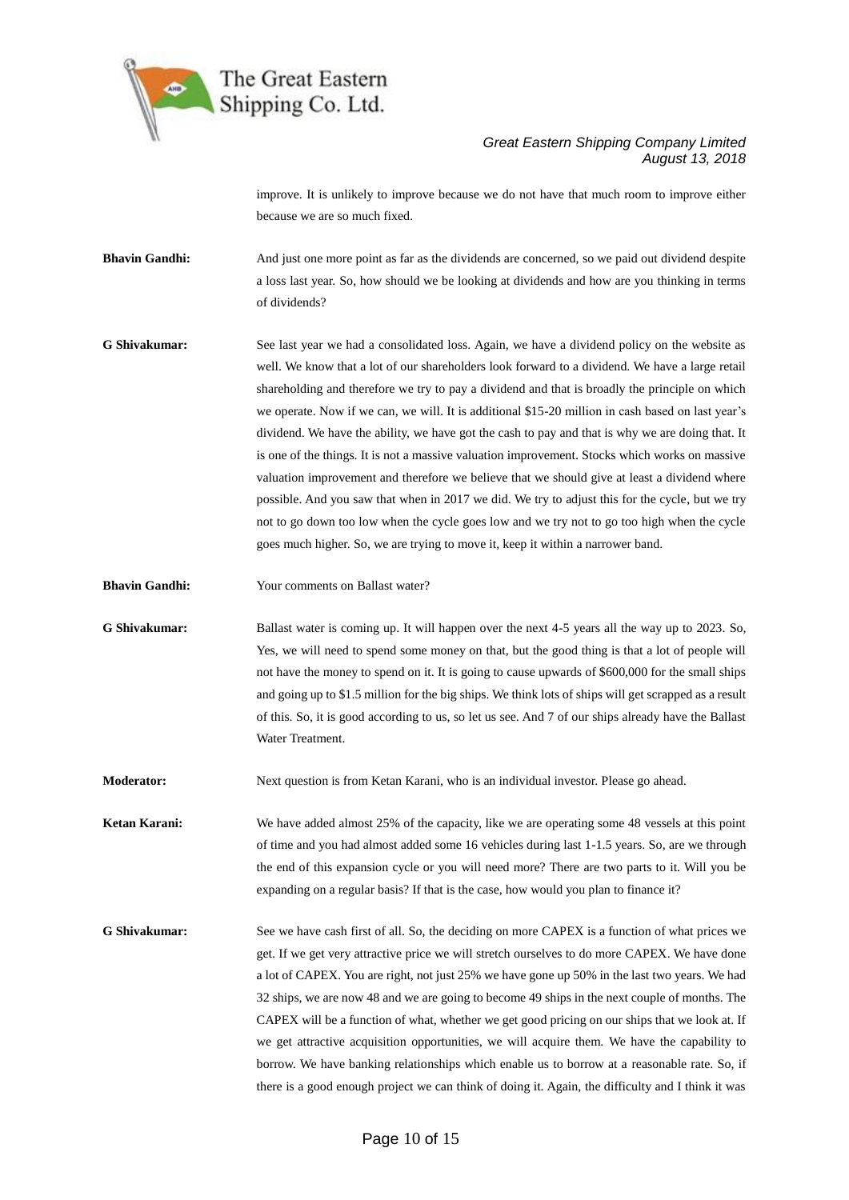improve. It is unlikely to improve because we do not have that much room to improve either because we are so much fixed.

**Bhavin Gandhi:** And just one more point as far as the dividends are concerned, so we paid out dividend despite a loss last year. So, how should we be looking at dividends and how are you thinking in terms of dividends?

**G Shivakumar:** See last year we had a consolidated loss. Again, we have a dividend policy on the website as well. We know that a lot of our shareholders look forward to a dividend. We have a large retail shareholding and therefore we try to pay a dividend and that is broadly the principle on which we operate. Now if we can, we will. It is additional $15-20 million in cash based on last year's dividend. We have the ability, we have got the cash to pay and that is why we are doing that. It is one of the things. It is not a massive valuation improvement. Stocks which works on massive valuation improvement and therefore we believe that we should give at least a dividend where possible. And you saw that when in 2017 we did. We try to adjust this for the cycle, but we try not to go down too low when the cycle goes low and we try not to go too high when the cycle goes much higher. So, we are trying to move it, keep it within a narrower band.

**Bhavin Gandhi:** Your comments on Ballast water?

**G Shivakumar:** Ballast water is coming up. It will happen over the next 4-5 years all the way up to 2023. So, Yes, we will need to spend some money on that, but the good thing is that a lot of people will not have the money to spend on it. It is going to cause upwards of $600,000 for the small ships and going up to $1.5 million for the big ships. We think lots of ships will get scrapped as a result of this. So, it is good according to us, so let us see. And 7 of our ships already have the Ballast Water Treatment.

**Moderator:** Next question is from Ketan Karani, who is an individual investor. Please go ahead.

**Ketan Karani:** We have added almost 25% of the capacity, like we are operating some 48 vessels at this point of time and you had almost added some 16 vehicles during last 1-1.5 years. So, are we through the end of this expansion cycle or you will need more? There are two parts to it. Will you be expanding on a regular basis? If that is the case, how would you plan to finance it?

**G Shivakumar:** See we have cash first of all. So, the deciding on more CAPEX is a function of what prices we get. If we get very attractive price we will stretch ourselves to do more CAPEX. We have done a lot of CAPEX. You are right, not just 25% we have gone up 50% in the last two years. We had 32 ships, we are now 48 and we are going to become 49 ships in the next couple of months. The CAPEX will be a function of what, whether we get good pricing on our ships that we look at. If we get attractive acquisition opportunities, we will acquire them. We have the capability to borrow. We have banking relationships which enable us to borrow at a reasonable rate. So, if there is a good enough project we can think of doing it. Again, the difficulty and I think it was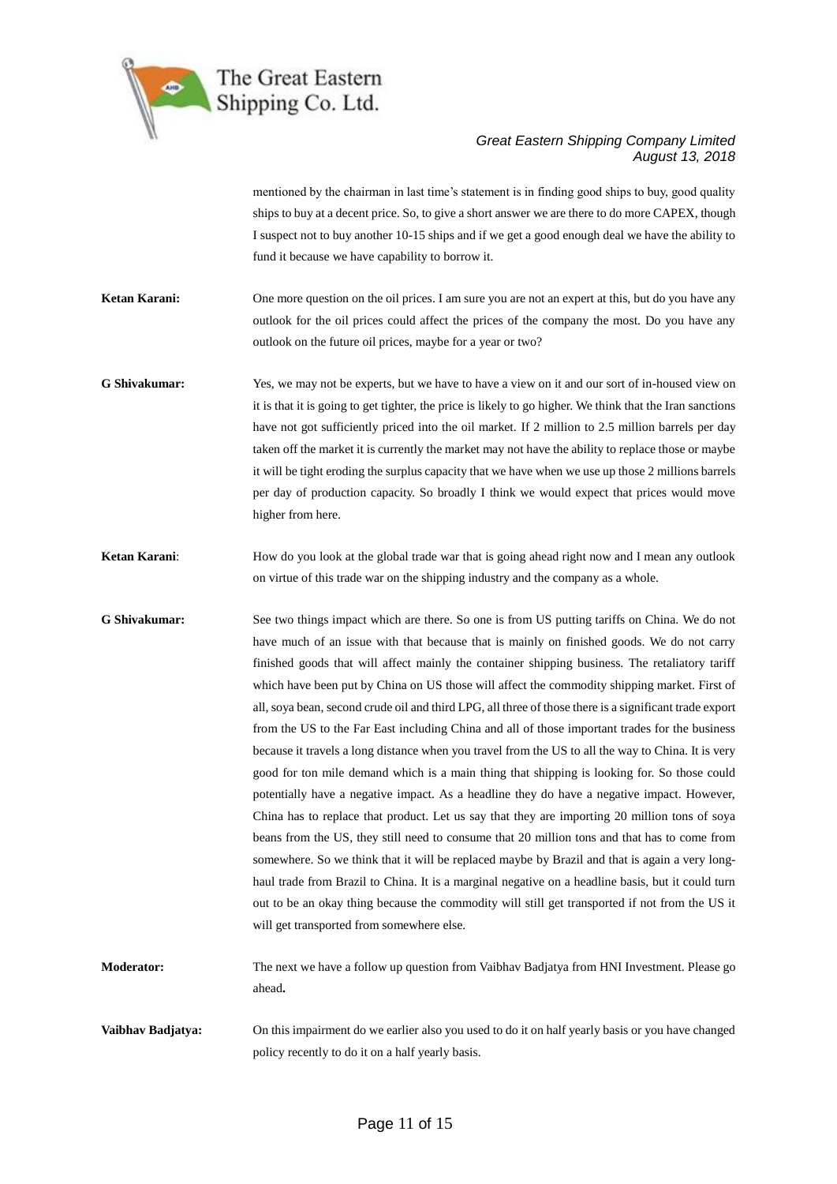mentioned by the chairman in last time's statement is in finding good ships to buy, good quality ships to buy at a decent price. So, to give a short answer we are there to do more CAPEX, though I suspect not to buy another 10-15 ships and if we get a good enough deal we have the ability to fund it because we have capability to borrow it.

**Ketan Karani:** One more question on the oil prices. I am sure you are not an expert at this, but do you have any outlook for the oil prices could affect the prices of the company the most. Do you have any outlook on the future oil prices, maybe for a year or two?

**G Shivakumar:** Yes, we may not be experts, but we have to have a view on it and our sort of in-housed view on it is that it is going to get tighter, the price is likely to go higher. We think that the Iran sanctions have not got sufficiently priced into the oil market. If 2 million to 2.5 million barrels per day taken off the market it is currently the market may not have the ability to replace those or maybe it will be tight eroding the surplus capacity that we have when we use up those 2 millions barrels per day of production capacity. So broadly I think we would expect that prices would move higher from here.

**Ketan Karani**: How do you look at the global trade war that is going ahead right now and I mean any outlook on virtue of this trade war on the shipping industry and the company as a whole.

**G Shivakumar:** See two things impact which are there. So one is from US putting tariffs on China. We do not have much of an issue with that because that is mainly on finished goods. We do not carry finished goods that will affect mainly the container shipping business. The retaliatory tariff which have been put by China on US those will affect the commodity shipping market. First of all, soya bean, second crude oil and third LPG, all three of those there is a significant trade export from the US to the Far East including China and all of those important trades for the business because it travels a long distance when you travel from the US to all the way to China. It is very good for ton mile demand which is a main thing that shipping is looking for. So those could potentially have a negative impact. As a headline they do have a negative impact. However, China has to replace that product. Let us say that they are importing 20 million tons of soya beans from the US, they still need to consume that 20 million tons and that has to come from somewhere. So we think that it will be replaced maybe by Brazil and that is again a very long-haul trade from Brazil to China. It is a marginal negative on a headline basis, but it could turn out to be an okay thing because the commodity will still get transported if not from the US it will get transported from somewhere else.

**Moderator:** The next we have a follow up question from Vaibhav Badjatya from HNI Investment. Please go ahead**.**

**Vaibhav Badjatya:** On this impairment do we earlier also you used to do it on half yearly basis or you have changed policy recently to do it on a half yearly basis.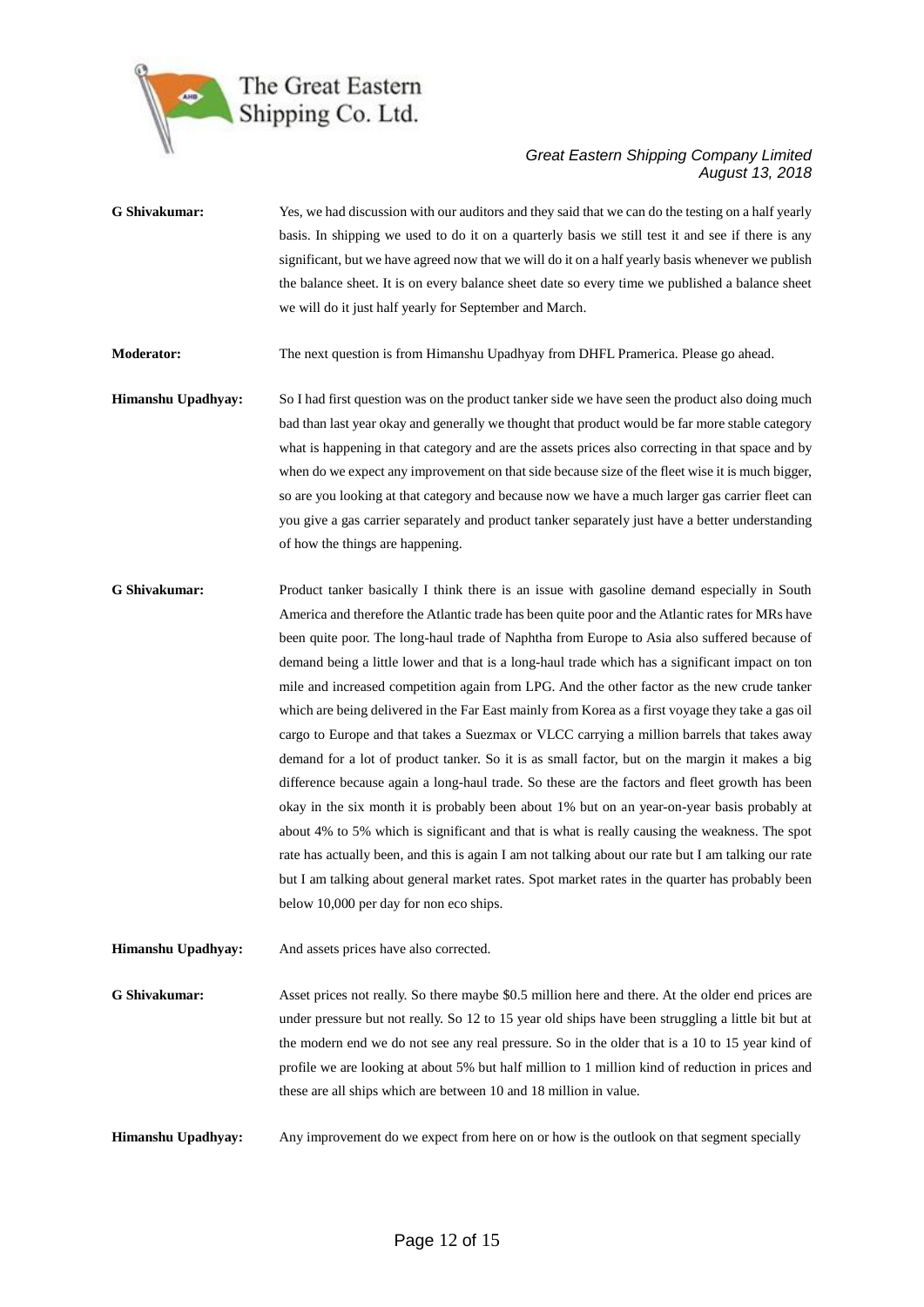**G Shivakumar:** Yes, we had discussion with our auditors and they said that we can do the testing on a half yearly basis. In shipping we used to do it on a quarterly basis we still test it and see if there is any significant, but we have agreed now that we will do it on a half yearly basis whenever we publish the balance sheet. It is on every balance sheet date so every time we published a balance sheet we will do it just half yearly for September and March.

**Moderator:** The next question is from Himanshu Upadhyay from DHFL Pramerica. Please go ahead.

**Himanshu Upadhyay:** So I had first question was on the product tanker side we have seen the product also doing much bad than last year okay and generally we thought that product would be far more stable category what is happening in that category and are the assets prices also correcting in that space and by when do we expect any improvement on that side because size of the fleet wise it is much bigger, so are you looking at that category and because now we have a much larger gas carrier fleet can you give a gas carrier separately and product tanker separately just have a better understanding of how the things are happening.

**G Shivakumar:** Product tanker basically I think there is an issue with gasoline demand especially in South America and therefore the Atlantic trade has been quite poor and the Atlantic rates for MRs have been quite poor. The long-haul trade of Naphtha from Europe to Asia also suffered because of demand being a little lower and that is a long-haul trade which has a significant impact on ton mile and increased competition again from LPG. And the other factor as the new crude tanker which are being delivered in the Far East mainly from Korea as a first voyage they take a gas oil cargo to Europe and that takes a Suezmax or VLCC carrying a million barrels that takes away demand for a lot of product tanker. So it is as small factor, but on the margin it makes a big difference because again a long-haul trade. So these are the factors and fleet growth has been okay in the six month it is probably been about 1% but on an year-on-year basis probably at about 4% to 5% which is significant and that is what is really causing the weakness. The spot rate has actually been, and this is again I am not talking about our rate but I am talking our rate but I am talking about general market rates. Spot market rates in the quarter has probably been below 10,000 per day for non eco ships.

**Himanshu Upadhyay:** And assets prices have also corrected.

**G Shivakumar:** Asset prices not really. So there maybe $0.5 million here and there. At the older end prices are under pressure but not really. So 12 to 15 year old ships have been struggling a little bit but at the modern end we do not see any real pressure. So in the older that is a 10 to 15 year kind of profile we are looking at about 5% but half million to 1 million kind of reduction in prices and these are all ships which are between 10 and 18 million in value.

**Himanshu Upadhyay:** Any improvement do we expect from here on or how is the outlook on that segment specially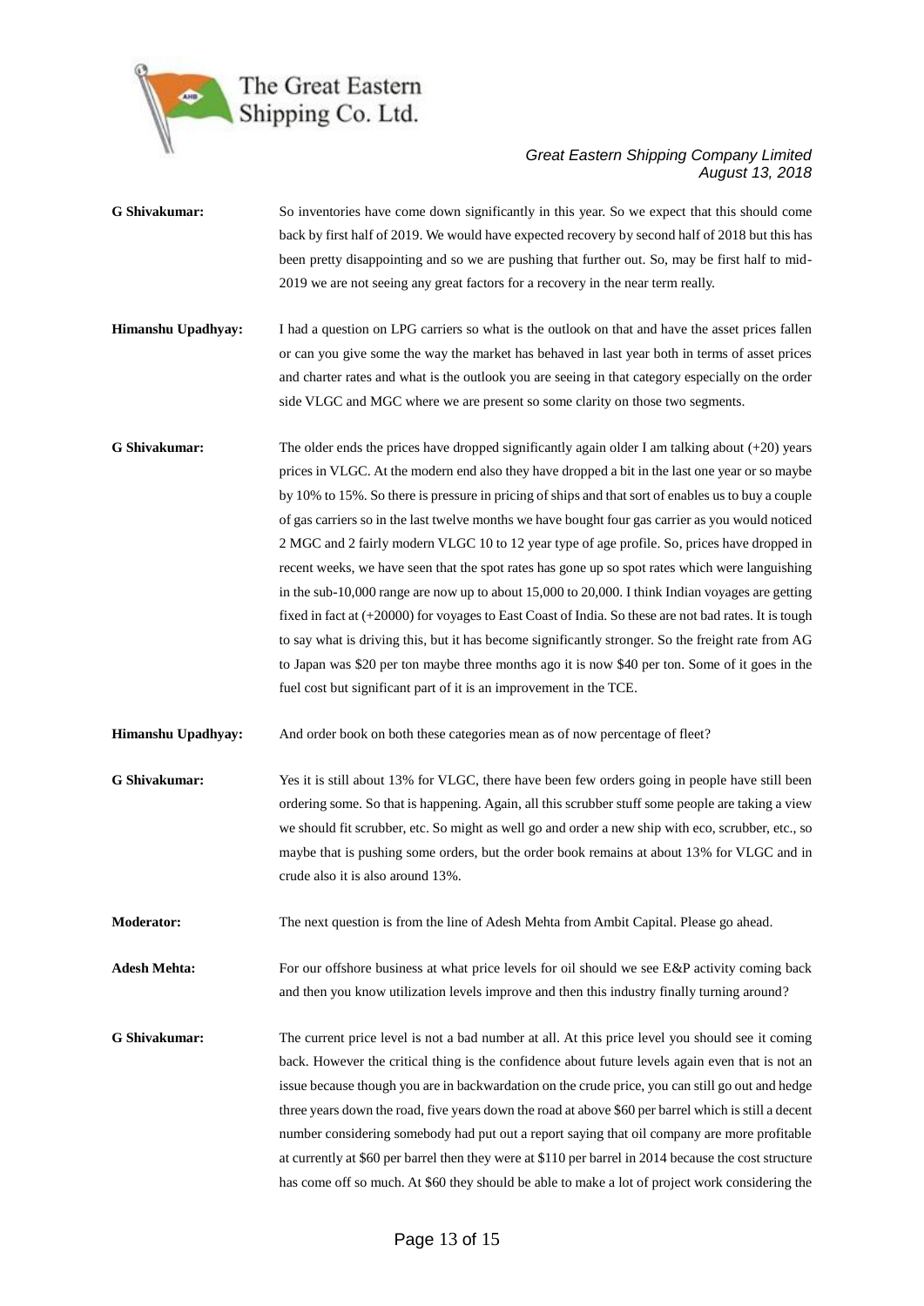**G Shivakumar:** So inventories have come down significantly in this year. So we expect that this should come back by first half of 2019. We would have expected recovery by second half of 2018 but this has been pretty disappointing and so we are pushing that further out. So, may be first half to mid-2019 we are not seeing any great factors for a recovery in the near term really.

**Himanshu Upadhyay:** I had a question on LPG carriers so what is the outlook on that and have the asset prices fallen or can you give some the way the market has behaved in last year both in terms of asset prices and charter rates and what is the outlook you are seeing in that category especially on the order side VLGC and MGC where we are present so some clarity on those two segments.

**G Shivakumar:** The older ends the prices have dropped significantly again older I am talking about (+20) years prices in VLGC. At the modern end also they have dropped a bit in the last one year or so maybe by 10% to 15%. So there is pressure in pricing of ships and that sort of enables us to buy a couple of gas carriers so in the last twelve months we have bought four gas carrier as you would noticed 2 MGC and 2 fairly modern VLGC 10 to 12 year type of age profile. So, prices have dropped in recent weeks, we have seen that the spot rates has gone up so spot rates which were languishing in the sub-10,000 range are now up to about 15,000 to 20,000. I think Indian voyages are getting fixed in fact at (+20000) for voyages to East Coast of India. So these are not bad rates. It is tough to say what is driving this, but it has become significantly stronger. So the freight rate from AG to Japan was $20 per ton maybe three months ago it is now $40 per ton. Some of it goes in the fuel cost but significant part of it is an improvement in the TCE.

**Himanshu Upadhyay:** And order book on both these categories mean as of now percentage of fleet?

**G Shivakumar:** Yes it is still about 13% for VLGC, there have been few orders going in people have still been ordering some. So that is happening. Again, all this scrubber stuff some people are taking a view we should fit scrubber, etc. So might as well go and order a new ship with eco, scrubber, etc., so maybe that is pushing some orders, but the order book remains at about 13% for VLGC and in crude also it is also around 13%.

**Moderator:** The next question is from the line of Adesh Mehta from Ambit Capital. Please go ahead.

**Adesh Mehta:** For our offshore business at what price levels for oil should we see E&P activity coming back and then you know utilization levels improve and then this industry finally turning around?

**G Shivakumar:** The current price level is not a bad number at all. At this price level you should see it coming back. However the critical thing is the confidence about future levels again even that is not an issue because though you are in backwardation on the crude price, you can still go out and hedge three years down the road, five years down the road at above $60 per barrel which is still a decent number considering somebody had put out a report saying that oil company are more profitable at currently at $60 per barrel then they were at $110 per barrel in 2014 because the cost structure has come off so much. At $60 they should be able to make a lot of project work considering the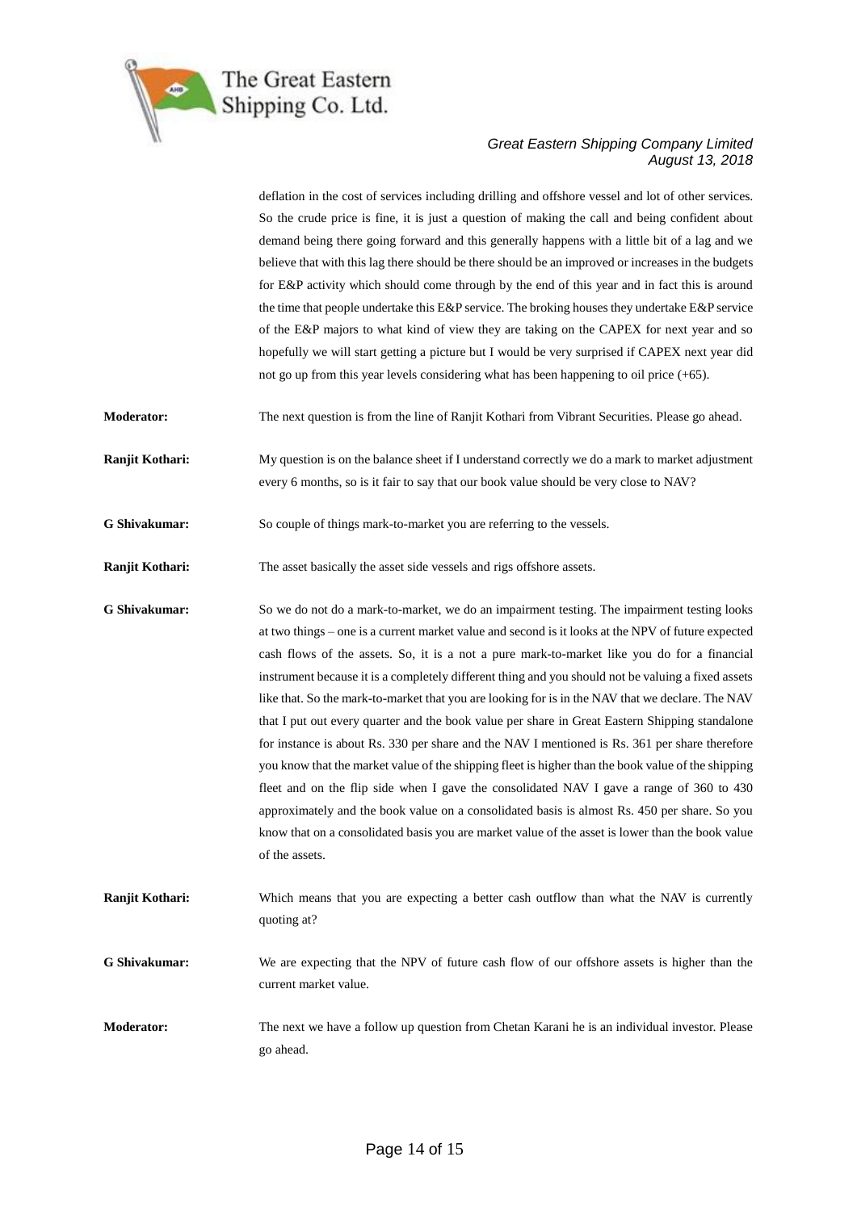deflation in the cost of services including drilling and offshore vessel and lot of other services. So the crude price is fine, it is just a question of making the call and being confident about demand being there going forward and this generally happens with a little bit of a lag and we believe that with this lag there should be there should be an improved or increases in the budgets for E&P activity which should come through by the end of this year and in fact this is around the time that people undertake this E&P service. The broking houses they undertake E&P service of the E&P majors to what kind of view they are taking on the CAPEX for next year and so hopefully we will start getting a picture but I would be very surprised if CAPEX next year did not go up from this year levels considering what has been happening to oil price (+65).

**Moderator:** The next question is from the line of Ranjit Kothari from Vibrant Securities. Please go ahead.

**Ranjit Kothari:** My question is on the balance sheet if I understand correctly we do a mark to market adjustment every 6 months, so is it fair to say that our book value should be very close to NAV?

**G Shivakumar:** So couple of things mark-to-market you are referring to the vessels.

**Ranjit Kothari:** The asset basically the asset side vessels and rigs offshore assets.

**G Shivakumar:** So we do not do a mark-to-market, we do an impairment testing. The impairment testing looks at two things – one is a current market value and second is it looks at the NPV of future expected cash flows of the assets. So, it is a not a pure mark-to-market like you do for a financial instrument because it is a completely different thing and you should not be valuing a fixed assets like that. So the mark-to-market that you are looking for is in the NAV that we declare. The NAV that I put out every quarter and the book value per share in Great Eastern Shipping standalone for instance is about Rs. 330 per share and the NAV I mentioned is Rs. 361 per share therefore you know that the market value of the shipping fleet is higher than the book value of the shipping fleet and on the flip side when I gave the consolidated NAV I gave a range of 360 to 430 approximately and the book value on a consolidated basis is almost Rs. 450 per share. So you know that on a consolidated basis you are market value of the asset is lower than the book value of the assets.

**Ranjit Kothari:** Which means that you are expecting a better cash outflow than what the NAV is currently quoting at?

**G Shivakumar:** We are expecting that the NPV of future cash flow of our offshore assets is higher than the current market value.

**Moderator:** The next we have a follow up question from Chetan Karani he is an individual investor. Please go ahead.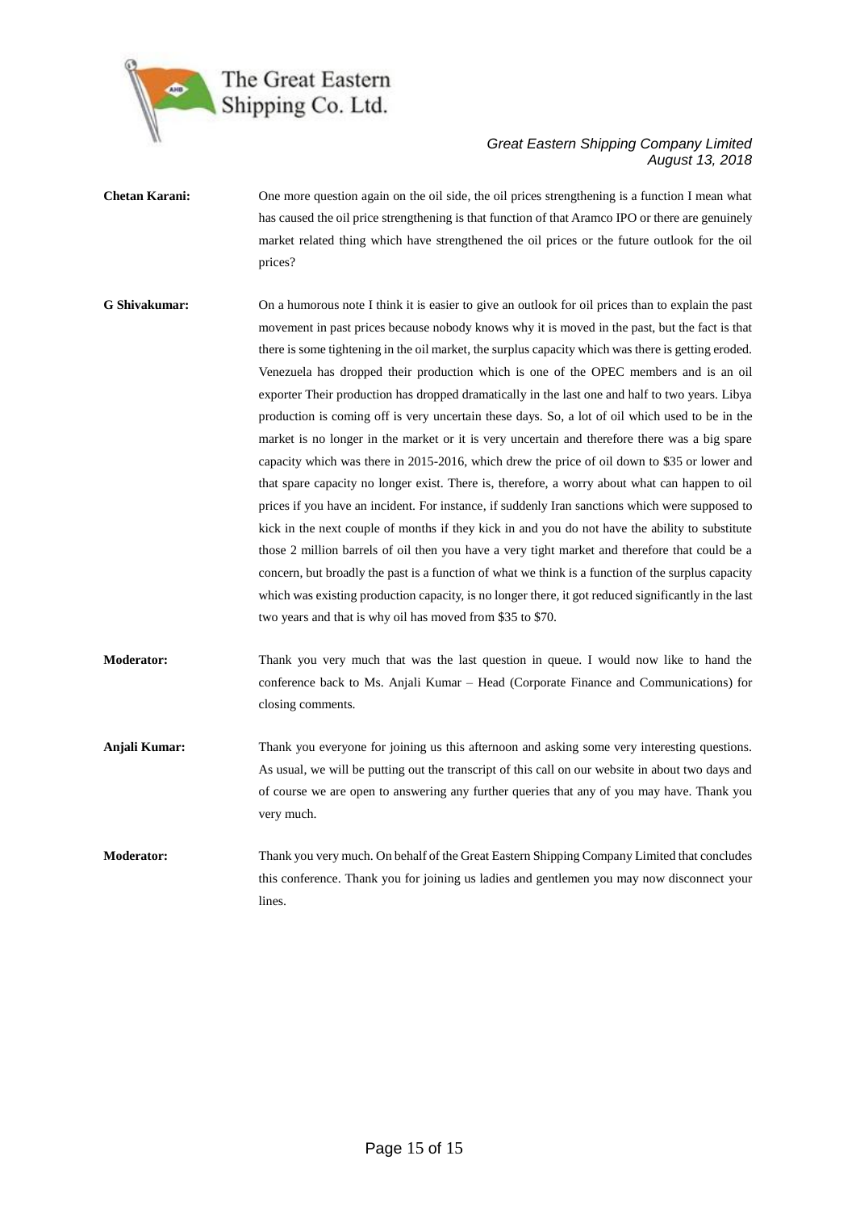**Chetan Karani:** One more question again on the oil side, the oil prices strengthening is a function I mean what has caused the oil price strengthening is that function of that Aramco IPO or there are genuinely market related thing which have strengthened the oil prices or the future outlook for the oil prices?

**G Shivakumar:** On a humorous note I think it is easier to give an outlook for oil prices than to explain the past movement in past prices because nobody knows why it is moved in the past, but the fact is that there is some tightening in the oil market, the surplus capacity which was there is getting eroded. Venezuela has dropped their production which is one of the OPEC members and is an oil exporter Their production has dropped dramatically in the last one and half to two years. Libya production is coming off is very uncertain these days. So, a lot of oil which used to be in the market is no longer in the market or it is very uncertain and therefore there was a big spare capacity which was there in 2015-2016, which drew the price of oil down to $35 or lower and that spare capacity no longer exist. There is, therefore, a worry about what can happen to oil prices if you have an incident. For instance, if suddenly Iran sanctions which were supposed to kick in the next couple of months if they kick in and you do not have the ability to substitute those 2 million barrels of oil then you have a very tight market and therefore that could be a concern, but broadly the past is a function of what we think is a function of the surplus capacity which was existing production capacity, is no longer there, it got reduced significantly in the last two years and that is why oil has moved from $35 to $70.

**Moderator:** Thank you very much that was the last question in queue. I would now like to hand the conference back to Ms. Anjali Kumar – Head (Corporate Finance and Communications) for closing comments.

**Anjali Kumar:** Thank you everyone for joining us this afternoon and asking some very interesting questions. As usual, we will be putting out the transcript of this call on our website in about two days and of course we are open to answering any further queries that any of you may have. Thank you very much.

**Moderator:** Thank you very much. On behalf of the Great Eastern Shipping Company Limited that concludes this conference. Thank you for joining us ladies and gentlemen you may now disconnect your lines.